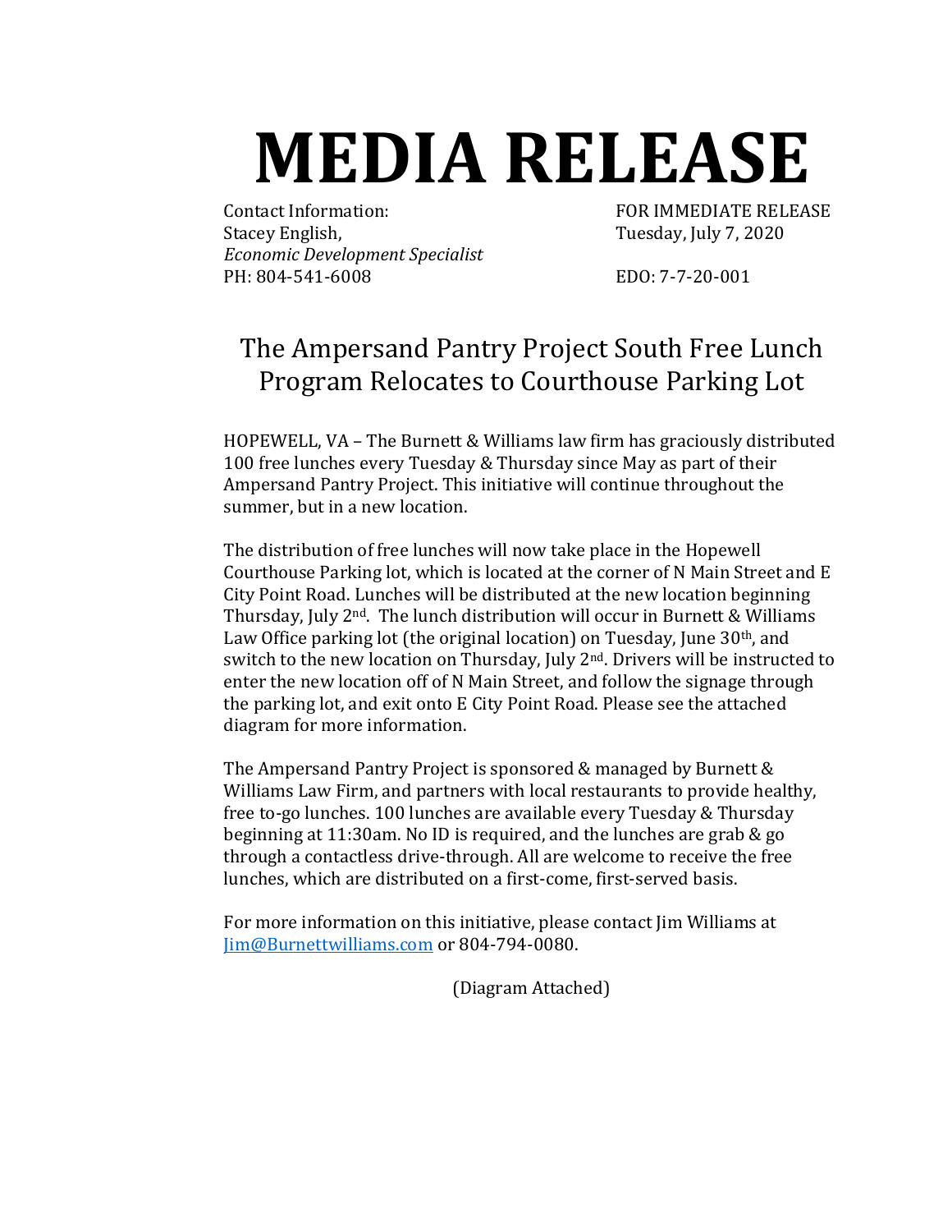# MEDIA RELEASE

Contact Information:
Stacey English,
*Economic Development Specialist*
PH: 804-541-6008

FOR IMMEDIATE RELEASE
Tuesday, July 7, 2020

EDO: 7-7-20-001

## The Ampersand Pantry Project South Free Lunch Program Relocates to Courthouse Parking Lot

HOPEWELL, VA – The Burnett & Williams law firm has graciously distributed 100 free lunches every Tuesday & Thursday since May as part of their Ampersand Pantry Project. This initiative will continue throughout the summer, but in a new location.

The distribution of free lunches will now take place in the Hopewell Courthouse Parking lot, which is located at the corner of N Main Street and E City Point Road. Lunches will be distributed at the new location beginning Thursday, July 2nd. The lunch distribution will occur in Burnett & Williams Law Office parking lot (the original location) on Tuesday, June 30th, and switch to the new location on Thursday, July 2nd. Drivers will be instructed to enter the new location off of N Main Street, and follow the signage through the parking lot, and exit onto E City Point Road. Please see the attached diagram for more information.

The Ampersand Pantry Project is sponsored & managed by Burnett & Williams Law Firm, and partners with local restaurants to provide healthy, free to-go lunches. 100 lunches are available every Tuesday & Thursday beginning at 11:30am. No ID is required, and the lunches are grab & go through a contactless drive-through. All are welcome to receive the free lunches, which are distributed on a first-come, first-served basis.

For more information on this initiative, please contact Jim Williams at [Jim@Burnettwilliams.com](mailto:Jim@Burnettwilliams.com) or 804-794-0080.

(Diagram Attached)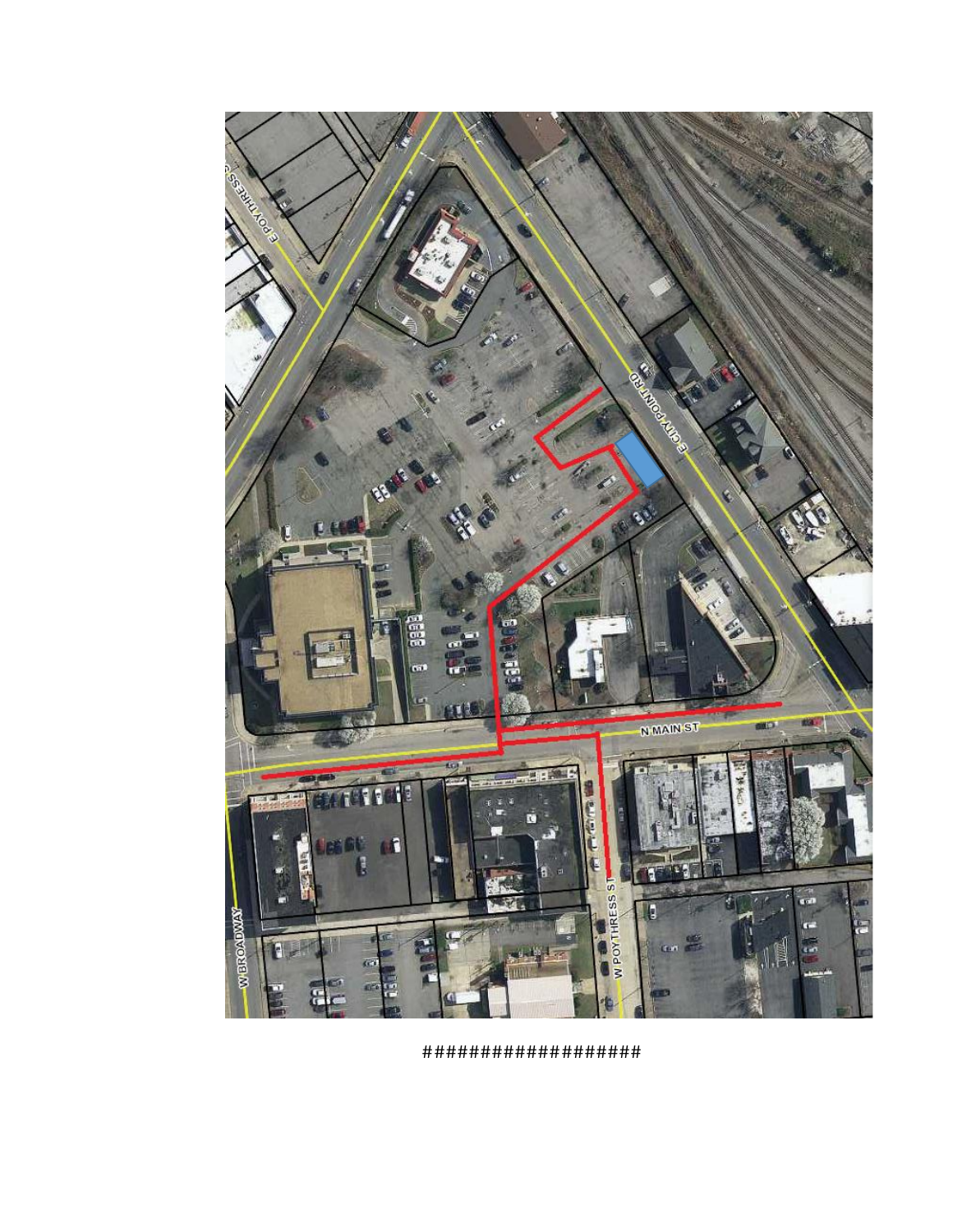E POYTHRESS ST

E CITY POINT RD

N MAIN ST

W POYTHRESS ST

W BROADWAY

####################